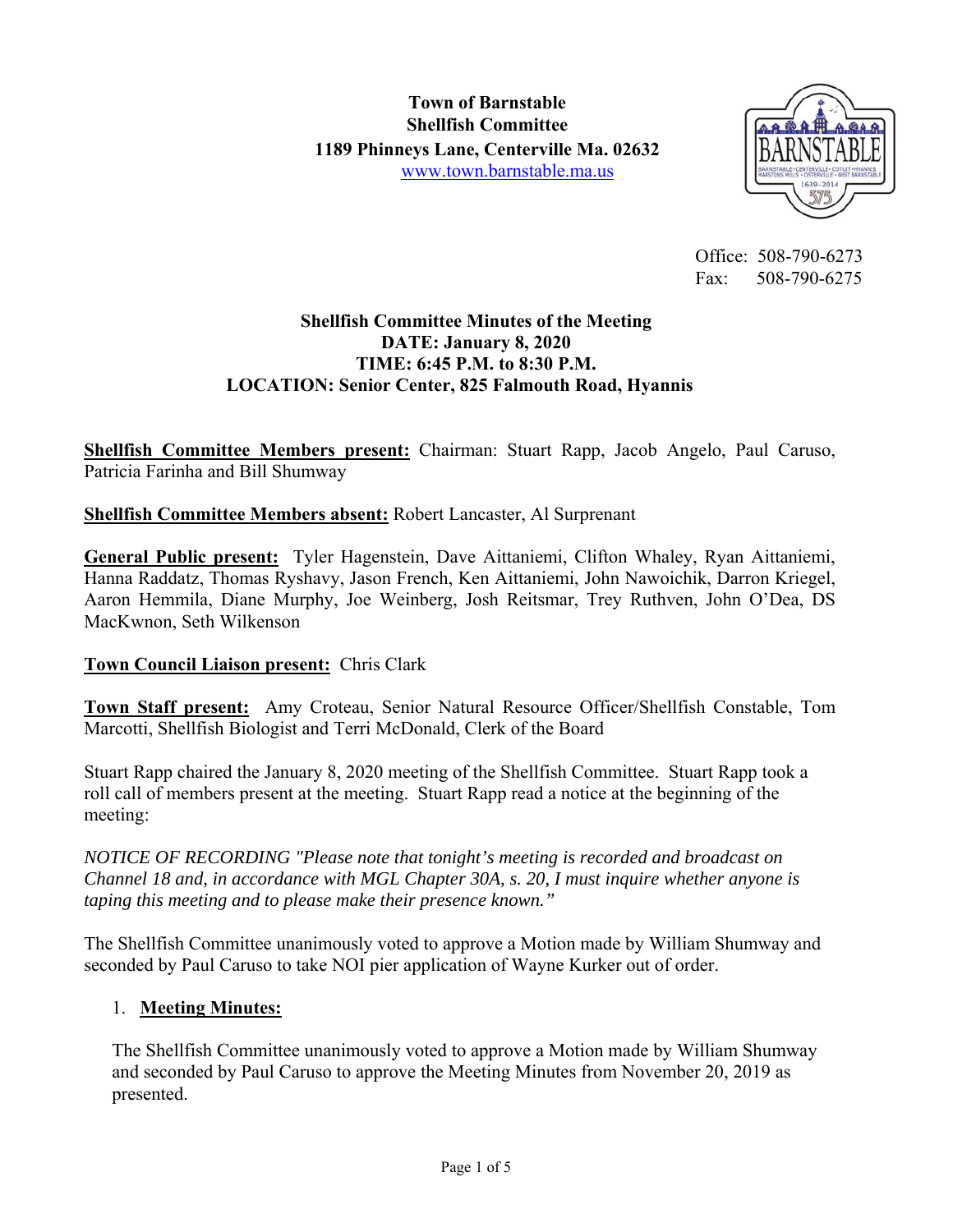**Town of Barnstable**
**Shellfish Committee**
**1189 Phinneys Lane, Centerville Ma. 02632**
www.town.barnstable.ma.us

Office: 508-790-6273
Fax: 508-790-6275

**Shellfish Committee Minutes of the Meeting**
**DATE: January 8, 2020**
**TIME: 6:45 P.M. to 8:30 P.M.**
**LOCATION: Senior Center, 825 Falmouth Road, Hyannis**

**Shellfish Committee Members present:** Chairman: Stuart Rapp, Jacob Angelo, Paul Caruso, Patricia Farinha and Bill Shumway

**Shellfish Committee Members absent:** Robert Lancaster, Al Surprenant

**General Public present:** Tyler Hagenstein, Dave Aittaniemi, Clifton Whaley, Ryan Aittaniemi, Hanna Raddatz, Thomas Ryshavy, Jason French, Ken Aittaniemi, John Nawoichik, Darron Kriegel, Aaron Hemmila, Diane Murphy, Joe Weinberg, Josh Reitsmar, Trey Ruthven, John O'Dea, DS MacKwnon, Seth Wilkenson

**Town Council Liaison present:** Chris Clark

**Town Staff present:** Amy Croteau, Senior Natural Resource Officer/Shellfish Constable, Tom Marcotti, Shellfish Biologist and Terri McDonald, Clerk of the Board

Stuart Rapp chaired the January 8, 2020 meeting of the Shellfish Committee. Stuart Rapp took a roll call of members present at the meeting. Stuart Rapp read a notice at the beginning of the meeting:

*NOTICE OF RECORDING "Please note that tonight's meeting is recorded and broadcast on Channel 18 and, in accordance with MGL Chapter 30A, s. 20, I must inquire whether anyone is taping this meeting and to please make their presence known."*

The Shellfish Committee unanimously voted to approve a Motion made by William Shumway and seconded by Paul Caruso to take NOI pier application of Wayne Kurker out of order.

1. **Meeting Minutes:**

   The Shellfish Committee unanimously voted to approve a Motion made by William Shumway and seconded by Paul Caruso to approve the Meeting Minutes from November 20, 2019 as presented.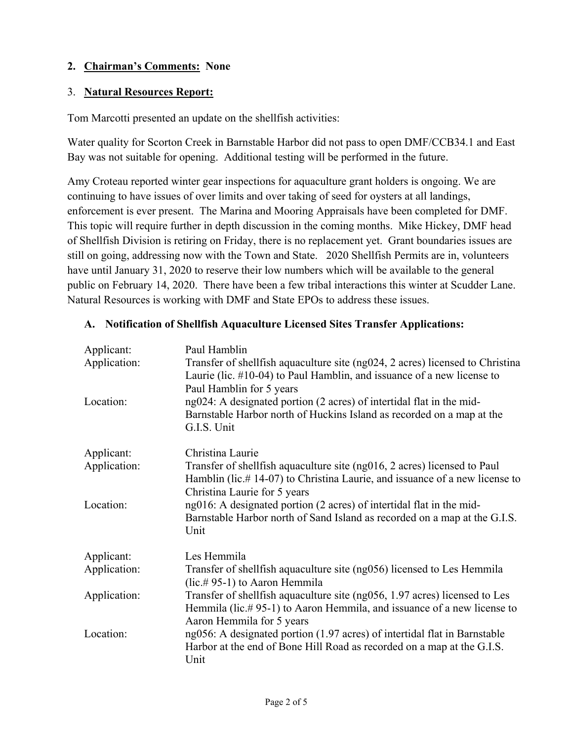2. **<u>Chairman's Comments:</u> None**

3. **<u>Natural Resources Report:</u>**

Tom Marcotti presented an update on the shellfish activities:

Water quality for Scorton Creek in Barnstable Harbor did not pass to open DMF/CCB34.1 and East Bay was not suitable for opening. Additional testing will be performed in the future.

Amy Croteau reported winter gear inspections for aquaculture grant holders is ongoing. We are continuing to have issues of over limits and over taking of seed for oysters at all landings, enforcement is ever present. The Marina and Mooring Appraisals have been completed for DMF. This topic will require further in depth discussion in the coming months. Mike Hickey, DMF head of Shellfish Division is retiring on Friday, there is no replacement yet. Grant boundaries issues are still on going, addressing now with the Town and State. 2020 Shellfish Permits are in, volunteers have until January 31, 2020 to reserve their low numbers which will be available to the general public on February 14, 2020. There have been a few tribal interactions this winter at Scudder Lane. Natural Resources is working with DMF and State EPOs to address these issues.

**A. Notification of Shellfish Aquaculture Licensed Sites Transfer Applications:**

Applicant: Paul Hamblin
Application: Transfer of shellfish aquaculture site (ng024, 2 acres) licensed to Christina Laurie (lic. #10-04) to Paul Hamblin, and issuance of a new license to Paul Hamblin for 5 years
Location: ng024: A designated portion (2 acres) of intertidal flat in the mid-Barnstable Harbor north of Huckins Island as recorded on a map at the G.I.S. Unit

Applicant: Christina Laurie
Application: Transfer of shellfish aquaculture site (ng016, 2 acres) licensed to Paul Hamblin (lic.# 14-07) to Christina Laurie, and issuance of a new license to Christina Laurie for 5 years
Location: ng016: A designated portion (2 acres) of intertidal flat in the mid-Barnstable Harbor north of Sand Island as recorded on a map at the G.I.S. Unit

Applicant: Les Hemmila
Application: Transfer of shellfish aquaculture site (ng056) licensed to Les Hemmila (lic.# 95-1) to Aaron Hemmila
Application: Transfer of shellfish aquaculture site (ng056, 1.97 acres) licensed to Les Hemmila (lic.# 95-1) to Aaron Hemmila, and issuance of a new license to Aaron Hemmila for 5 years
Location: ng056: A designated portion (1.97 acres) of intertidal flat in Barnstable Harbor at the end of Bone Hill Road as recorded on a map at the G.I.S. Unit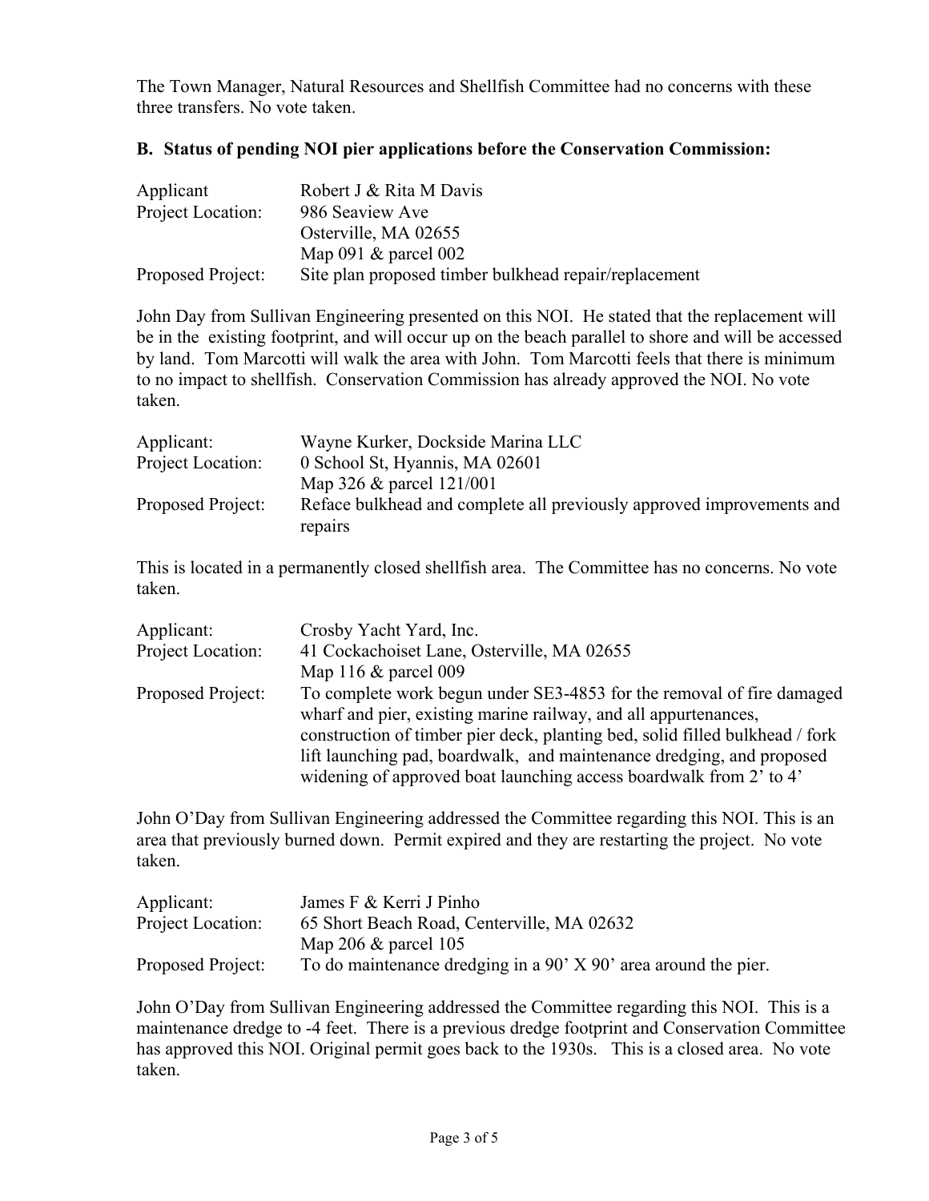The Town Manager, Natural Resources and Shellfish Committee had no concerns with these three transfers. No vote taken.

**B. Status of pending NOI pier applications before the Conservation Commission:**

| | |
|---|---|
| Applicant | Robert J & Rita M Davis |
| Project Location: | 986 Seaview Ave<br>Osterville, MA 02655<br>Map 091 & parcel 002 |
| Proposed Project: | Site plan proposed timber bulkhead repair/replacement |

John Day from Sullivan Engineering presented on this NOI. He stated that the replacement will be in the existing footprint, and will occur up on the beach parallel to shore and will be accessed by land. Tom Marcotti will walk the area with John. Tom Marcotti feels that there is minimum to no impact to shellfish. Conservation Commission has already approved the NOI. No vote taken.

| | |
|---|---|
| Applicant: | Wayne Kurker, Dockside Marina LLC |
| Project Location: | 0 School St, Hyannis, MA 02601<br>Map 326 & parcel 121/001 |
| Proposed Project: | Reface bulkhead and complete all previously approved improvements and repairs |

This is located in a permanently closed shellfish area. The Committee has no concerns. No vote taken.

| | |
|---|---|
| Applicant: | Crosby Yacht Yard, Inc. |
| Project Location: | 41 Cockachoiset Lane, Osterville, MA 02655<br>Map 116 & parcel 009 |
| Proposed Project: | To complete work begun under SE3-4853 for the removal of fire damaged wharf and pier, existing marine railway, and all appurtenances, construction of timber pier deck, planting bed, solid filled bulkhead / fork lift launching pad, boardwalk, and maintenance dredging, and proposed widening of approved boat launching access boardwalk from 2' to 4' |

John O'Day from Sullivan Engineering addressed the Committee regarding this NOI. This is an area that previously burned down. Permit expired and they are restarting the project. No vote taken.

| | |
|---|---|
| Applicant: | James F & Kerri J Pinho |
| Project Location: | 65 Short Beach Road, Centerville, MA 02632<br>Map 206 & parcel 105 |
| Proposed Project: | To do maintenance dredging in a 90' X 90' area around the pier. |

John O'Day from Sullivan Engineering addressed the Committee regarding this NOI. This is a maintenance dredge to -4 feet. There is a previous dredge footprint and Conservation Committee has approved this NOI. Original permit goes back to the 1930s. This is a closed area. No vote taken.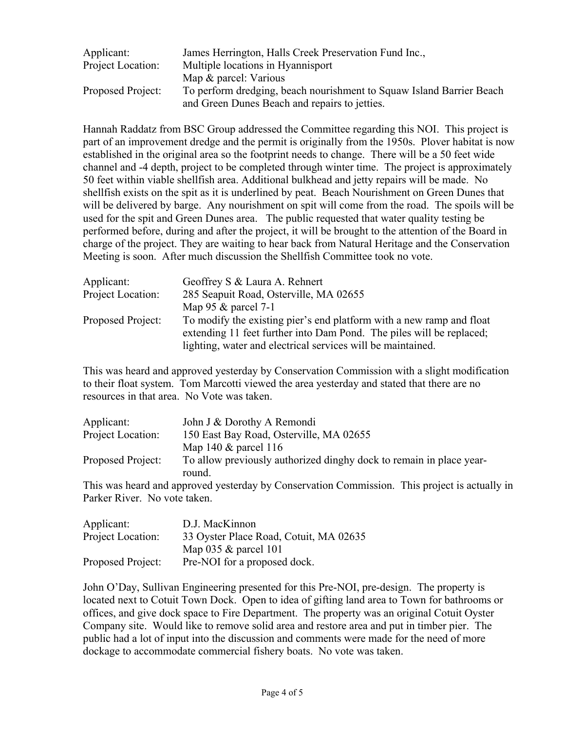| | |
|---|---|
| Applicant: | James Herrington, Halls Creek Preservation Fund Inc., |
| Project Location: | Multiple locations in Hyannisport |
| | Map & parcel: Various |
| Proposed Project: | To perform dredging, beach nourishment to Squaw Island Barrier Beach and Green Dunes Beach and repairs to jetties. |

Hannah Raddatz from BSC Group addressed the Committee regarding this NOI. This project is part of an improvement dredge and the permit is originally from the 1950s. Plover habitat is now established in the original area so the footprint needs to change. There will be a 50 feet wide channel and -4 depth, project to be completed through winter time. The project is approximately 50 feet within viable shellfish area. Additional bulkhead and jetty repairs will be made. No shellfish exists on the spit as it is underlined by peat. Beach Nourishment on Green Dunes that will be delivered by barge. Any nourishment on spit will come from the road. The spoils will be used for the spit and Green Dunes area. The public requested that water quality testing be performed before, during and after the project, it will be brought to the attention of the Board in charge of the project. They are waiting to hear back from Natural Heritage and the Conservation Meeting is soon. After much discussion the Shellfish Committee took no vote.

| | |
|---|---|
| Applicant: | Geoffrey S & Laura A. Rehnert |
| Project Location: | 285 Seapuit Road, Osterville, MA 02655 |
| | Map 95 & parcel 7-1 |
| Proposed Project: | To modify the existing pier's end platform with a new ramp and float extending 11 feet further into Dam Pond. The piles will be replaced; lighting, water and electrical services will be maintained. |

This was heard and approved yesterday by Conservation Commission with a slight modification to their float system. Tom Marcotti viewed the area yesterday and stated that there are no resources in that area. No Vote was taken.

| | |
|---|---|
| Applicant: | John J & Dorothy A Remondi |
| Project Location: | 150 East Bay Road, Osterville, MA 02655 |
| | Map 140 & parcel 116 |
| Proposed Project: | To allow previously authorized dinghy dock to remain in place year-round. |

This was heard and approved yesterday by Conservation Commission. This project is actually in Parker River. No vote taken.

| | |
|---|---|
| Applicant: | D.J. MacKinnon |
| Project Location: | 33 Oyster Place Road, Cotuit, MA 02635 |
| | Map 035 & parcel 101 |
| Proposed Project: | Pre-NOI for a proposed dock. |

John O'Day, Sullivan Engineering presented for this Pre-NOI, pre-design. The property is located next to Cotuit Town Dock. Open to idea of gifting land area to Town for bathrooms or offices, and give dock space to Fire Department. The property was an original Cotuit Oyster Company site. Would like to remove solid area and restore area and put in timber pier. The public had a lot of input into the discussion and comments were made for the need of more dockage to accommodate commercial fishery boats. No vote was taken.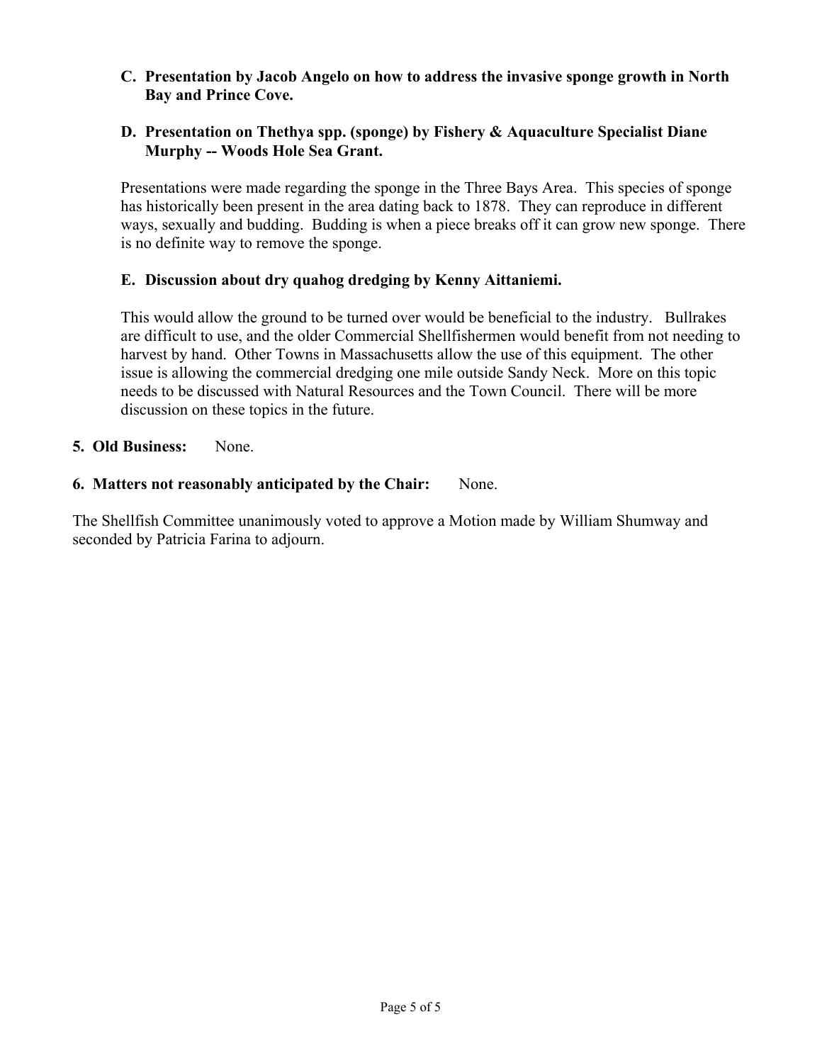**C. Presentation by Jacob Angelo on how to address the invasive sponge growth in North Bay and Prince Cove.**

**D. Presentation on Thethya spp. (sponge) by Fishery & Aquaculture Specialist Diane Murphy -- Woods Hole Sea Grant.**

Presentations were made regarding the sponge in the Three Bays Area. This species of sponge has historically been present in the area dating back to 1878. They can reproduce in different ways, sexually and budding. Budding is when a piece breaks off it can grow new sponge. There is no definite way to remove the sponge.

**E. Discussion about dry quahog dredging by Kenny Aittaniemi.**

This would allow the ground to be turned over would be beneficial to the industry. Bullrakes are difficult to use, and the older Commercial Shellfishermen would benefit from not needing to harvest by hand. Other Towns in Massachusetts allow the use of this equipment. The other issue is allowing the commercial dredging one mile outside Sandy Neck. More on this topic needs to be discussed with Natural Resources and the Town Council. There will be more discussion on these topics in the future.

**5. Old Business:** None.

**6. Matters not reasonably anticipated by the Chair:** None.

The Shellfish Committee unanimously voted to approve a Motion made by William Shumway and seconded by Patricia Farina to adjourn.